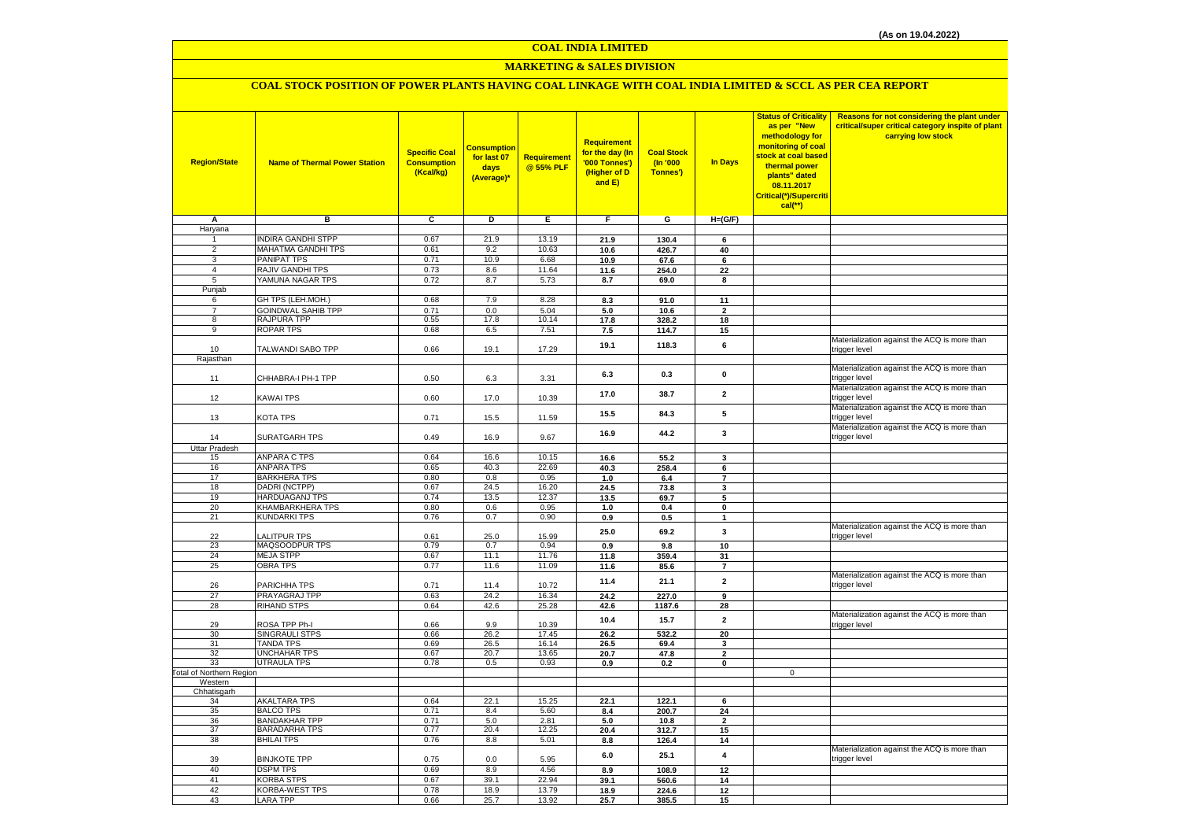(As on 19.04.2022)

# COAL INDIA LIMITED

## MARKETING & SALES DIVISION

### COAL STOCK POSITION OF POWER PLANTS HAVING COAL LINKAGE WITH COAL INDIA LIMITED & SCCL AS PER CEA REPORT

| Region/State | Name of Thermal Power Station | Specific Coal Consumption (Kcal/kg) | Consumption for last 07 days (Average)* | Requirement @ 55% PLF | Requirement for the day (In '000 Tonnes') (Higher of D and E) | Coal Stock (In '000 Tonnes') | In Days | Status of Criticality as per "New methodology for monitoring of coal stock at coal based thermal power plants" dated 08.11.2017 Critical(*)/Supercritical(**) | Reasons for not considering the plant under critical/super critical category inspite of plant carrying low stock |
|---|---|---|---|---|---|---|---|---|---|
| A | B | C | D | E | F | G | H=(G/F) | | |
| Haryana | | | | | | | | | |
| 1 | INDIRA GANDHI STPP | 0.67 | 21.9 | 13.19 | 21.9 | 130.4 | 6 | | |
| 2 | MAHATMA GANDHI TPS | 0.61 | 9.2 | 10.63 | 10.6 | 426.7 | 40 | | |
| 3 | PANIPAT TPS | 0.71 | 10.9 | 6.68 | 10.9 | 67.6 | 6 | | |
| 4 | RAJIV GANDHI TPS | 0.73 | 8.6 | 11.64 | 11.6 | 254.0 | 22 | | |
| 5 | YAMUNA NAGAR TPS | 0.72 | 8.7 | 5.73 | 8.7 | 69.0 | 8 | | |
| Punjab | | | | | | | | | |
| 6 | GH TPS (LEH.MOH.) | 0.68 | 7.9 | 8.28 | 8.3 | 91.0 | 11 | | |
| 7 | GOINDWAL SAHIB TPP | 0.71 | 0.0 | 5.04 | 5.0 | 10.6 | 2 | | |
| 8 | RAJPURA TPP | 0.55 | 17.8 | 10.14 | 17.8 | 328.2 | 18 | | |
| 9 | ROPAR TPS | 0.68 | 6.5 | 7.51 | 7.5 | 114.7 | 15 | | |
| 10 | TALWANDI SABO TPP | 0.66 | 19.1 | 17.29 | 19.1 | 118.3 | 6 | | Materialization against the ACQ is more than trigger level |
| Rajasthan | | | | | | | | | |
| 11 | CHHABRA-I PH-1 TPP | 0.50 | 6.3 | 3.31 | 6.3 | 0.3 | 0 | | Materialization against the ACQ is more than trigger level |
| 12 | KAWAI TPS | 0.60 | 17.0 | 10.39 | 17.0 | 38.7 | 2 | | Materialization against the ACQ is more than trigger level |
| 13 | KOTA TPS | 0.71 | 15.5 | 11.59 | 15.5 | 84.3 | 5 | | Materialization against the ACQ is more than trigger level |
| 14 | SURATGARH TPS | 0.49 | 16.9 | 9.67 | 16.9 | 44.2 | 3 | | Materialization against the ACQ is more than trigger level |
| Uttar Pradesh | | | | | | | | | |
| 15 | ANPARA C TPS | 0.64 | 16.6 | 10.15 | 16.6 | 55.2 | 3 | | |
| 16 | ANPARA TPS | 0.65 | 40.3 | 22.69 | 40.3 | 258.4 | 6 | | |
| 17 | BARKHERA TPS | 0.80 | 0.8 | 0.95 | 1.0 | 6.4 | 7 | | |
| 18 | DADRI (NCTPP) | 0.67 | 24.5 | 16.20 | 24.5 | 73.8 | 3 | | |
| 19 | HARDUAGANJ TPS | 0.74 | 13.5 | 12.37 | 13.5 | 69.7 | 5 | | |
| 20 | KHAMBARKHERA TPS | 0.80 | 0.6 | 0.95 | 1.0 | 0.4 | 0 | | |
| 21 | KUNDARKI TPS | 0.76 | 0.7 | 0.90 | 0.9 | 0.5 | 1 | | |
| 22 | LALITPUR TPS | 0.61 | 25.0 | 15.99 | 25.0 | 69.2 | 3 | | Materialization against the ACQ is more than trigger level |
| 23 | MAQSOODPUR TPS | 0.79 | 0.7 | 0.94 | 0.9 | 9.8 | 10 | | |
| 24 | MEJA STPP | 0.67 | 11.1 | 11.76 | 11.8 | 359.4 | 31 | | |
| 25 | OBRA TPS | 0.77 | 11.6 | 11.09 | 11.6 | 85.6 | 7 | | |
| 26 | PARICHHA TPS | 0.71 | 11.4 | 10.72 | 11.4 | 21.1 | 2 | | Materialization against the ACQ is more than trigger level |
| 27 | PRAYAGRAJ TPP | 0.63 | 24.2 | 16.34 | 24.2 | 227.0 | 9 | | |
| 28 | RIHAND STPS | 0.64 | 42.6 | 25.28 | 42.6 | 1187.6 | 28 | | |
| 29 | ROSA TPP Ph-I | 0.66 | 9.9 | 10.39 | 10.4 | 15.7 | 2 | | Materialization against the ACQ is more than trigger level |
| 30 | SINGRAULI STPS | 0.66 | 26.2 | 17.45 | 26.2 | 532.2 | 20 | | |
| 31 | TANDA TPS | 0.69 | 26.5 | 16.14 | 26.5 | 69.4 | 3 | | |
| 32 | UNCHAHAR TPS | 0.67 | 20.7 | 13.65 | 20.7 | 47.8 | 2 | | |
| 33 | UTRAULA TPS | 0.78 | 0.5 | 0.93 | 0.9 | 0.2 | 0 | | |
| Total of Northern Region | | | | | | | | 0 | |
| Western | | | | | | | | | |
| Chhatisgarh | | | | | | | | | |
| 34 | AKALTARA TPS | 0.64 | 22.1 | 15.25 | 22.1 | 122.1 | 6 | | |
| 35 | BALCO TPS | 0.71 | 8.4 | 5.60 | 8.4 | 200.7 | 24 | | |
| 36 | BANDAKHAR TPP | 0.71 | 5.0 | 2.81 | 5.0 | 10.8 | 2 | | |
| 37 | BARADARHA TPS | 0.77 | 20.4 | 12.25 | 20.4 | 312.7 | 15 | | |
| 38 | BHILAI TPS | 0.76 | 8.8 | 5.01 | 8.8 | 126.4 | 14 | | |
| 39 | BINJKOTE TPP | 0.75 | 0.0 | 5.95 | 6.0 | 25.1 | 4 | | Materialization against the ACQ is more than trigger level |
| 40 | DSPM TPS | 0.69 | 8.9 | 4.56 | 8.9 | 108.9 | 12 | | |
| 41 | KORBA STPS | 0.67 | 39.1 | 22.94 | 39.1 | 560.6 | 14 | | |
| 42 | KORBA-WEST TPS | 0.78 | 18.9 | 13.79 | 18.9 | 224.6 | 12 | | |
| 43 | LARA TPP | 0.66 | 25.7 | 13.92 | 25.7 | 385.5 | 15 | | |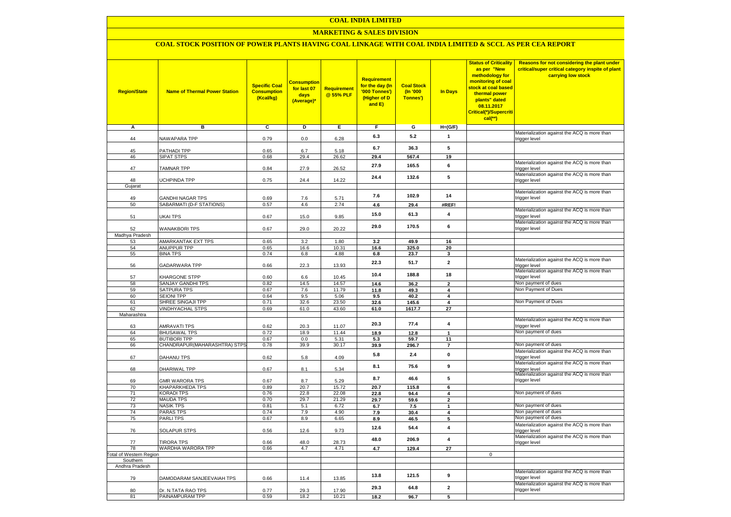# COAL INDIA LIMITED

## MARKETING & SALES DIVISION

### COAL STOCK POSITION OF POWER PLANTS HAVING COAL LINKAGE WITH COAL INDIA LIMITED & SCCL AS PER CEA REPORT

| Region/State | Name of Thermal Power Station | Specific Coal Consumption (Kcal/kg) | Consumption for last 07 days (Average)* | Requirement @ 55% PLF | Requirement for the day (In '000 Tonnes') (Higher of D and E) | Coal Stock (In '000 Tonnes') | In Days | Status of Criticality as per "New methodology for monitoring of coal stock at coal based thermal power plants" dated 08.11.2017 Critical(*)/Supercritical(**) | Reasons for not considering the plant under critical/super critical category inspite of plant carrying low stock |
|---|---|---|---|---|---|---|---|---|---|
| A | B | C | D | E | F | G | H=(G/F) | | |
| 44 | NAWAPARA TPP | 0.79 | 0.0 | 6.28 | 6.3 | 5.2 | 1 | | Materialization against the ACQ is more than trigger level |
| 45 | PATHADI TPP | 0.65 | 6.7 | 5.18 | 6.7 | 36.3 | 5 | | |
| 46 | SIPAT STPS | 0.68 | 29.4 | 26.62 | 29.4 | 567.4 | 19 | | |
| 47 | TAMNAR TPP | 0.84 | 27.9 | 26.52 | 27.9 | 165.5 | 6 | | Materialization against the ACQ is more than trigger level |
| 48 | UCHPINDA TPP | 0.75 | 24.4 | 14.22 | 24.4 | 132.6 | 5 | | Materialization against the ACQ is more than trigger level |
| Gujarat | | | | | | | | | |
| 49 | GANDHI NAGAR TPS | 0.69 | 7.6 | 5.71 | 7.6 | 102.9 | 14 | | Materialization against the ACQ is more than trigger level |
| 50 | SABARMATI (D-F STATIONS) | 0.57 | 4.6 | 2.74 | 4.6 | 29.4 | #REF! | | |
| 51 | UKAI TPS | 0.67 | 15.0 | 9.85 | 15.0 | 61.3 | 4 | | Materialization against the ACQ is more than trigger level |
| 52 | WANAKBORI TPS | 0.67 | 29.0 | 20.22 | 29.0 | 170.5 | 6 | | Materialization against the ACQ is more than trigger level |
| Madhya Pradesh | | | | | | | | | |
| 53 | AMARKANTAK EXT TPS | 0.65 | 3.2 | 1.80 | 3.2 | 49.9 | 16 | | |
| 54 | ANUPPUR TPP | 0.65 | 16.6 | 10.31 | 16.6 | 325.0 | 20 | | |
| 55 | BINA TPS | 0.74 | 6.8 | 4.88 | 6.8 | 23.7 | 3 | | |
| 56 | GADARWARA TPP | 0.66 | 22.3 | 13.93 | 22.3 | 51.7 | 2 | | Materialization against the ACQ is more than trigger level |
| 57 | KHARGONE STPP | 0.60 | 6.6 | 10.45 | 10.4 | 188.8 | 18 | | Materialization against the ACQ is more than trigger level |
| 58 | SANJAY GANDHI TPS | 0.82 | 14.5 | 14.57 | 14.6 | 36.2 | 2 | | Non payment of dues |
| 59 | SATPURA TPS | 0.67 | 7.6 | 11.79 | 11.8 | 49.3 | 4 | | Non Payment of Dues |
| 60 | SEIONI TPP | 0.64 | 9.5 | 5.06 | 9.5 | 40.2 | 4 | | |
| 61 | SHREE SINGAJI TPP | 0.71 | 32.6 | 23.50 | 32.6 | 145.6 | 4 | | Non Payment of Dues |
| 62 | VINDHYACHAL STPS | 0.69 | 61.0 | 43.60 | 61.0 | 1617.7 | 27 | | |
| Maharashtra | | | | | | | | | |
| 63 | AMRAVATI TPS | 0.62 | 20.3 | 11.07 | 20.3 | 77.4 | 4 | | Materialization against the ACQ is more than trigger level |
| 64 | BHUSAWAL TPS | 0.72 | 18.9 | 11.44 | 18.9 | 12.8 | 1 | | Non payment of dues |
| 65 | BUTIBORI TPP | 0.67 | 0.0 | 5.31 | 5.3 | 59.7 | 11 | | |
| 66 | CHANDRAPUR(MAHARASHTRA) STPS | 0.78 | 39.9 | 30.17 | 39.9 | 296.7 | 7 | | Non payment of dues |
| 67 | DAHANU TPS | 0.62 | 5.8 | 4.09 | 5.8 | 2.4 | 0 | | Materialization against the ACQ is more than trigger level |
| 68 | DHARIWAL TPP | 0.67 | 8.1 | 5.34 | 8.1 | 75.6 | 9 | | Materialization against the ACQ is more than trigger level |
| 69 | GMR WARORA TPS | 0.67 | 8.7 | 5.29 | 8.7 | 46.6 | 5 | | Materialization against the ACQ is more than trigger level |
| 70 | KHAPARKHEDA TPS | 0.89 | 20.7 | 15.72 | 20.7 | 115.8 | 6 | | |
| 71 | KORADI TPS | 0.76 | 22.8 | 22.08 | 22.8 | 94.4 | 4 | | Non payment of dues |
| 72 | MAUDA TPS | 0.70 | 29.7 | 21.29 | 29.7 | 59.6 | 2 | | |
| 73 | NASIK TPS | 0.81 | 5.1 | 6.72 | 6.7 | 7.5 | 1 | | Non payment of dues |
| 74 | PARAS TPS | 0.74 | 7.9 | 4.90 | 7.9 | 30.4 | 4 | | Non payment of dues |
| 75 | PARLI TPS | 0.67 | 8.9 | 6.65 | 8.9 | 46.5 | 5 | | Non payment of dues |
| 76 | SOLAPUR STPS | 0.56 | 12.6 | 9.73 | 12.6 | 54.4 | 4 | | Materialization against the ACQ is more than trigger level |
| 77 | TIRORA TPS | 0.66 | 48.0 | 28.73 | 48.0 | 206.9 | 4 | | Materialization against the ACQ is more than trigger level |
| 78 | WARDHA WARORA TPP | 0.66 | 4.7 | 4.71 | 4.7 | 129.4 | 27 | | |
| Total of Western Region | | | | | | | | 0 | |
| Southern | | | | | | | | | |
| Andhra Pradesh | | | | | | | | | |
| 79 | DAMODARAM SANJEEVAIAH TPS | 0.66 | 11.4 | 13.85 | 13.8 | 121.5 | 9 | | Materialization against the ACQ is more than trigger level |
| 80 | Dr. N.TATA RAO TPS | 0.77 | 29.3 | 17.90 | 29.3 | 64.8 | 2 | | Materialization against the ACQ is more than trigger level |
| 81 | PAINAMPURAM TPP | 0.59 | 18.2 | 10.21 | 18.2 | 96.7 | 5 | | |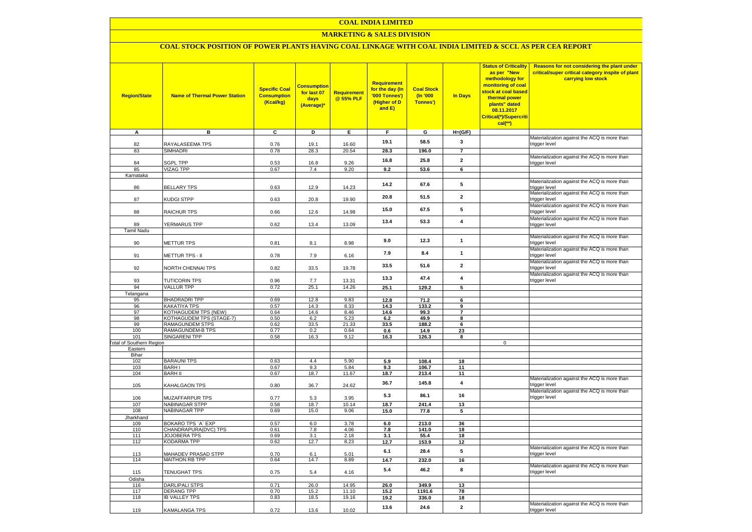# COAL INDIA LIMITED

## MARKETING & SALES DIVISION

### COAL STOCK POSITION OF POWER PLANTS HAVING COAL LINKAGE WITH COAL INDIA LIMITED & SCCL AS PER CEA REPORT

| Region/State | Name of Thermal Power Station | Specific Coal Consumption (Kcal/kg) | Consumption for last 07 days (Average)* | Requirement @ 55% PLF | Requirement for the day (In '000 Tonnes') (Higher of D and E) | Coal Stock (In '000 Tonnes') | In Days | Status of Criticality as per "New methodology for monitoring of coal stock at coal based thermal power plants" dated 08.11.2017 Critical(*)/Supercritical(**) | Reasons for not considering the plant under critical/super critical category inspite of plant carrying low stock |
|---|---|---|---|---|---|---|---|---|---|
| A | B | C | D | E | F | G | H=(G/F) | | |
| 82 | RAYALASEEMA TPS | 0.76 | 19.1 | 16.60 | 19.1 | 58.5 | 3 | | Materialization against the ACQ is more than trigger level |
| 83 | SIMHADRI | 0.78 | 28.3 | 20.54 | 28.3 | 196.0 | 7 | | |
| 84 | SGPL TPP | 0.53 | 16.8 | 9.26 | 16.8 | 25.8 | 2 | | Materialization against the ACQ is more than trigger level |
| 85 | VIZAG TPP | 0.67 | 7.4 | 9.20 | 9.2 | 53.6 | 6 | | |
| Karnataka | | | | | | | | | |
| 86 | BELLARY TPS | 0.63 | 12.9 | 14.23 | 14.2 | 67.6 | 5 | | Materialization against the ACQ is more than trigger level |
| 87 | KUDGI STPP | 0.63 | 20.8 | 19.90 | 20.8 | 51.5 | 2 | | Materialization against the ACQ is more than trigger level |
| 88 | RAICHUR TPS | 0.66 | 12.6 | 14.98 | 15.0 | 67.5 | 5 | | Materialization against the ACQ is more than trigger level |
| 89 | YERMARUS TPP | 0.62 | 13.4 | 13.09 | 13.4 | 53.3 | 4 | | Materialization against the ACQ is more than trigger level |
| Tamil Nadu | | | | | | | | | |
| 90 | METTUR TPS | 0.81 | 8.1 | 8.98 | 9.0 | 12.3 | 1 | | Materialization against the ACQ is more than trigger level |
| 91 | METTUR TPS - II | 0.78 | 7.9 | 6.16 | 7.9 | 8.4 | 1 | | Materialization against the ACQ is more than trigger level |
| 92 | NORTH CHENNAI TPS | 0.82 | 33.5 | 19.78 | 33.5 | 51.6 | 2 | | Materialization against the ACQ is more than trigger level |
| 93 | TUTICORIN TPS | 0.96 | 7.7 | 13.31 | 13.3 | 47.4 | 4 | | Materialization against the ACQ is more than trigger level |
| 94 | VALLUR TPP | 0.72 | 25.1 | 14.26 | 25.1 | 129.2 | 5 | | |
| Telangana | | | | | | | | | |
| 95 | BHADRADRI TPP | 0.69 | 12.8 | 9.83 | 12.8 | 71.2 | 6 | | |
| 96 | KAKATIYA TPS | 0.57 | 14.3 | 8.33 | 14.3 | 133.2 | 9 | | |
| 97 | KOTHAGUDEM TPS (NEW) | 0.64 | 14.6 | 8.46 | 14.6 | 99.3 | 7 | | |
| 98 | KOTHAGUDEM TPS (STAGE-7) | 0.50 | 6.2 | 5.23 | 6.2 | 49.9 | 8 | | |
| 99 | RAMAGUNDEM STPS | 0.62 | 33.5 | 21.33 | 33.5 | 188.2 | 6 | | |
| 100 | RAMAGUNDEM-B TPS | 0.77 | 0.2 | 0.64 | 0.6 | 14.9 | 23 | | |
| 101 | SINGARENI TPP | 0.58 | 16.3 | 9.12 | 16.3 | 126.3 | 8 | | |
| Total of Southern Region | | | | | | | | 0 | |
| Eastern | | | | | | | | | |
| Bihar | | | | | | | | | |
| 102 | BARAUNI TPS | 0.63 | 4.4 | 5.90 | 5.9 | 108.4 | 18 | | |
| 103 | BARH I | 0.67 | 9.3 | 5.84 | 9.3 | 106.7 | 11 | | |
| 104 | BARH II | 0.67 | 18.7 | 11.67 | 18.7 | 213.4 | 11 | | |
| 105 | KAHALGAON TPS | 0.80 | 36.7 | 24.62 | 36.7 | 145.8 | 4 | | Materialization against the ACQ is more than trigger level |
| 106 | MUZAFFARPUR TPS | 0.77 | 5.3 | 3.95 | 5.3 | 86.1 | 16 | | Materialization against the ACQ is more than trigger level |
| 107 | NABINAGAR STPP | 0.58 | 18.7 | 10.14 | 18.7 | 241.4 | 13 | | |
| 108 | NABINAGAR TPP | 0.69 | 15.0 | 9.06 | 15.0 | 77.8 | 5 | | |
| Jharkhand | | | | | | | | | |
| 109 | BOKARO TPS `A` EXP | 0.57 | 6.0 | 3.78 | 6.0 | 213.0 | 36 | | |
| 110 | CHANDRAPURA(DVC) TPS | 0.61 | 7.8 | 4.06 | 7.8 | 141.0 | 18 | | |
| 111 | JOJOBERA TPS | 0.69 | 3.1 | 2.18 | 3.1 | 55.4 | 18 | | |
| 112 | KODARMA TPP | 0.62 | 12.7 | 8.23 | 12.7 | 153.9 | 12 | | |
| 113 | MAHADEV PRASAD STPP | 0.70 | 6.1 | 5.01 | 6.1 | 28.4 | 5 | | Materialization against the ACQ is more than trigger level |
| 114 | MAITHON RB TPP | 0.64 | 14.7 | 8.89 | 14.7 | 232.0 | 16 | | |
| 115 | TENUGHAT TPS | 0.75 | 5.4 | 4.16 | 5.4 | 46.2 | 8 | | Materialization against the ACQ is more than trigger level |
| Odisha | | | | | | | | | |
| 116 | DARLIPALI STPS | 0.71 | 26.0 | 14.95 | 26.0 | 349.9 | 13 | | |
| 117 | DERANG TPP | 0.70 | 15.2 | 11.10 | 15.2 | 1191.6 | 78 | | |
| 118 | IB VALLEY TPS | 0.83 | 18.5 | 19.16 | 19.2 | 336.0 | 18 | | |
| 119 | KAMALANGA TPS | 0.72 | 13.6 | 10.02 | 13.6 | 24.6 | 2 | | Materialization against the ACQ is more than trigger level |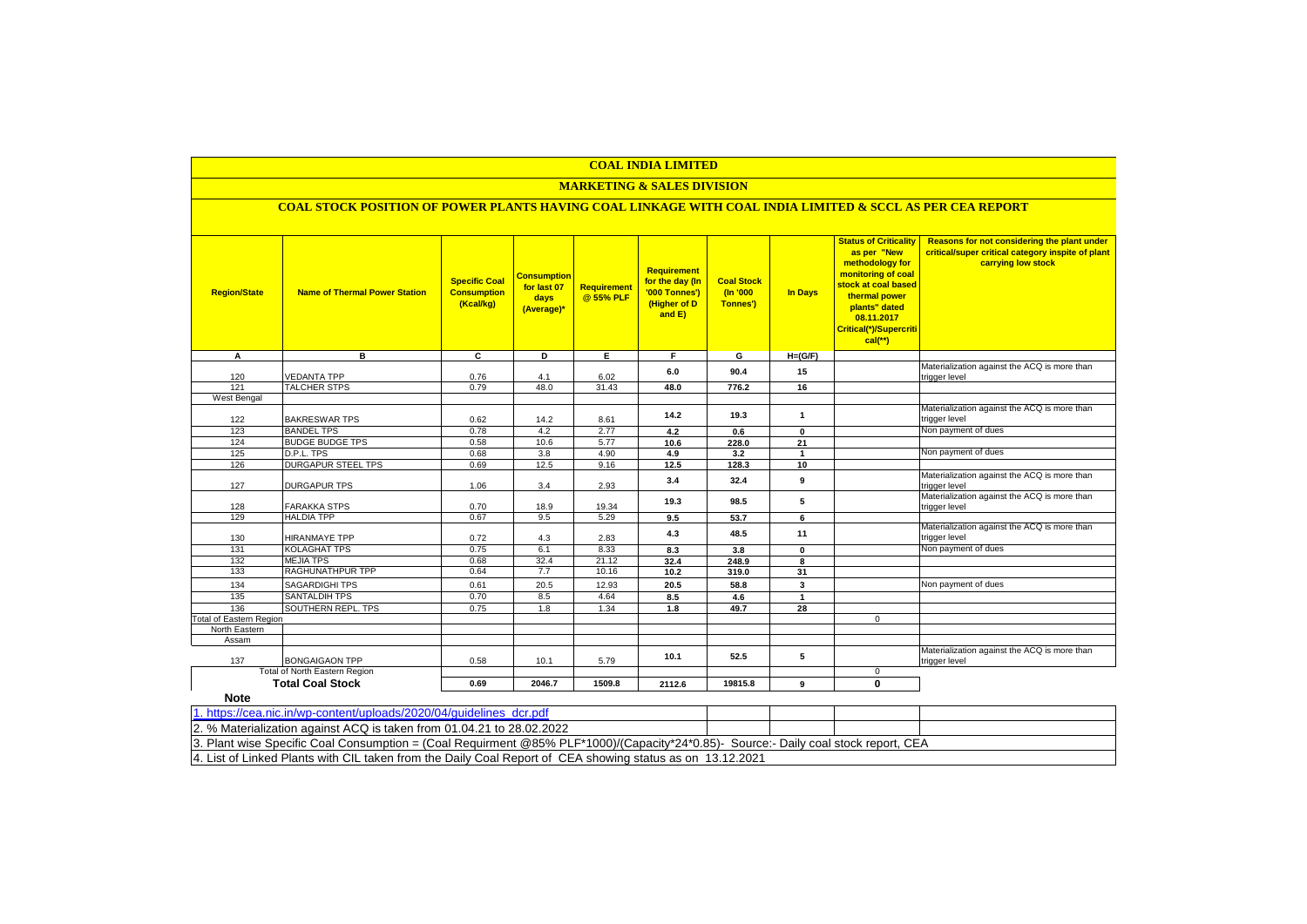# COAL INDIA LIMITED

## MARKETING & SALES DIVISION

### COAL STOCK POSITION OF POWER PLANTS HAVING COAL LINKAGE WITH COAL INDIA LIMITED & SCCL AS PER CEA REPORT

| Region/State | Name of Thermal Power Station | Specific Coal Consumption (Kcal/kg) | Consumption for last 07 days (Average)* | Requirement @ 55% PLF | Requirement for the day (In '000 Tonnes') (Higher of D and E) | Coal Stock (In '000 Tonnes') | In Days | Status of Criticality as per "New methodology for monitoring of coal stock at coal based thermal power plants" dated 08.11.2017 Critical(*)/Supercritical(**) | Reasons for not considering the plant under critical/super critical category inspite of plant carrying low stock |
|---|---|---|---|---|---|---|---|---|---|
| A | B | C | D | E | F | G | H=(G/F) | | |
| 120 | VEDANTA TPP | 0.76 | 4.1 | 6.02 | 6.0 | 90.4 | 15 | | Materialization against the ACQ is more than trigger level |
| 121 | TALCHER STPS | 0.79 | 48.0 | 31.43 | 48.0 | 776.2 | 16 | | |
| West Bengal | | | | | | | | | |
| 122 | BAKRESWAR TPS | 0.62 | 14.2 | 8.61 | 14.2 | 19.3 | 1 | | Materialization against the ACQ is more than trigger level |
| 123 | BANDEL TPS | 0.78 | 4.2 | 2.77 | 4.2 | 0.6 | 0 | | Non payment of dues |
| 124 | BUDGE BUDGE TPS | 0.58 | 10.6 | 5.77 | 10.6 | 228.0 | 21 | | |
| 125 | D.P.L. TPS | 0.68 | 3.8 | 4.90 | 4.9 | 3.2 | 1 | | Non payment of dues |
| 126 | DURGAPUR STEEL TPS | 0.69 | 12.5 | 9.16 | 12.5 | 128.3 | 10 | | |
| 127 | DURGAPUR TPS | 1.06 | 3.4 | 2.93 | 3.4 | 32.4 | 9 | | Materialization against the ACQ is more than trigger level |
| 128 | FARAKKA STPS | 0.70 | 18.9 | 19.34 | 19.3 | 98.5 | 5 | | Materialization against the ACQ is more than trigger level |
| 129 | HALDIA TPP | 0.67 | 9.5 | 5.29 | 9.5 | 53.7 | 6 | | |
| 130 | HIRANMAYE TPP | 0.72 | 4.3 | 2.83 | 4.3 | 48.5 | 11 | | Materialization against the ACQ is more than trigger level |
| 131 | KOLAGHAT TPS | 0.75 | 6.1 | 8.33 | 8.3 | 3.8 | 0 | | Non payment of dues |
| 132 | MEJIA TPS | 0.68 | 32.4 | 21.12 | 32.4 | 248.9 | 8 | | |
| 133 | RAGHUNATHPUR TPP | 0.64 | 7.7 | 10.16 | 10.2 | 319.0 | 31 | | |
| 134 | SAGARDIGHI TPS | 0.61 | 20.5 | 12.93 | 20.5 | 58.8 | 3 | | Non payment of dues |
| 135 | SANTALDIH TPS | 0.70 | 8.5 | 4.64 | 8.5 | 4.6 | 1 | | |
| 136 | SOUTHERN REPL. TPS | 0.75 | 1.8 | 1.34 | 1.8 | 49.7 | 28 | | |
| Total of Eastern Region | | | | | | | | 0 | |
| North Eastern | | | | | | | | | |
| Assam | | | | | | | | | |
| 137 | BONGAIGAON TPP | 0.58 | 10.1 | 5.79 | 10.1 | 52.5 | 5 | | Materialization against the ACQ is more than trigger level |
| Total of North Eastern Region | | | | | | | | 0 | |
| Total Coal Stock | | 0.69 | 2046.7 | 1509.8 | 2112.6 | 19815.8 | 9 | 0 | |

**Note**

1. https://cea.nic.in/wp-content/uploads/2020/04/guidelines_dcr.pdf
2. % Materialization against ACQ is taken from 01.04.21 to 28.02.2022
3. Plant wise Specific Coal Consumption = (Coal Requirment @85% PLF*1000)/(Capacity*24*0.85)- Source:- Daily coal stock report, CEA
4. List of Linked Plants with CIL taken from the Daily Coal Report of CEA showing status as on 13.12.2021